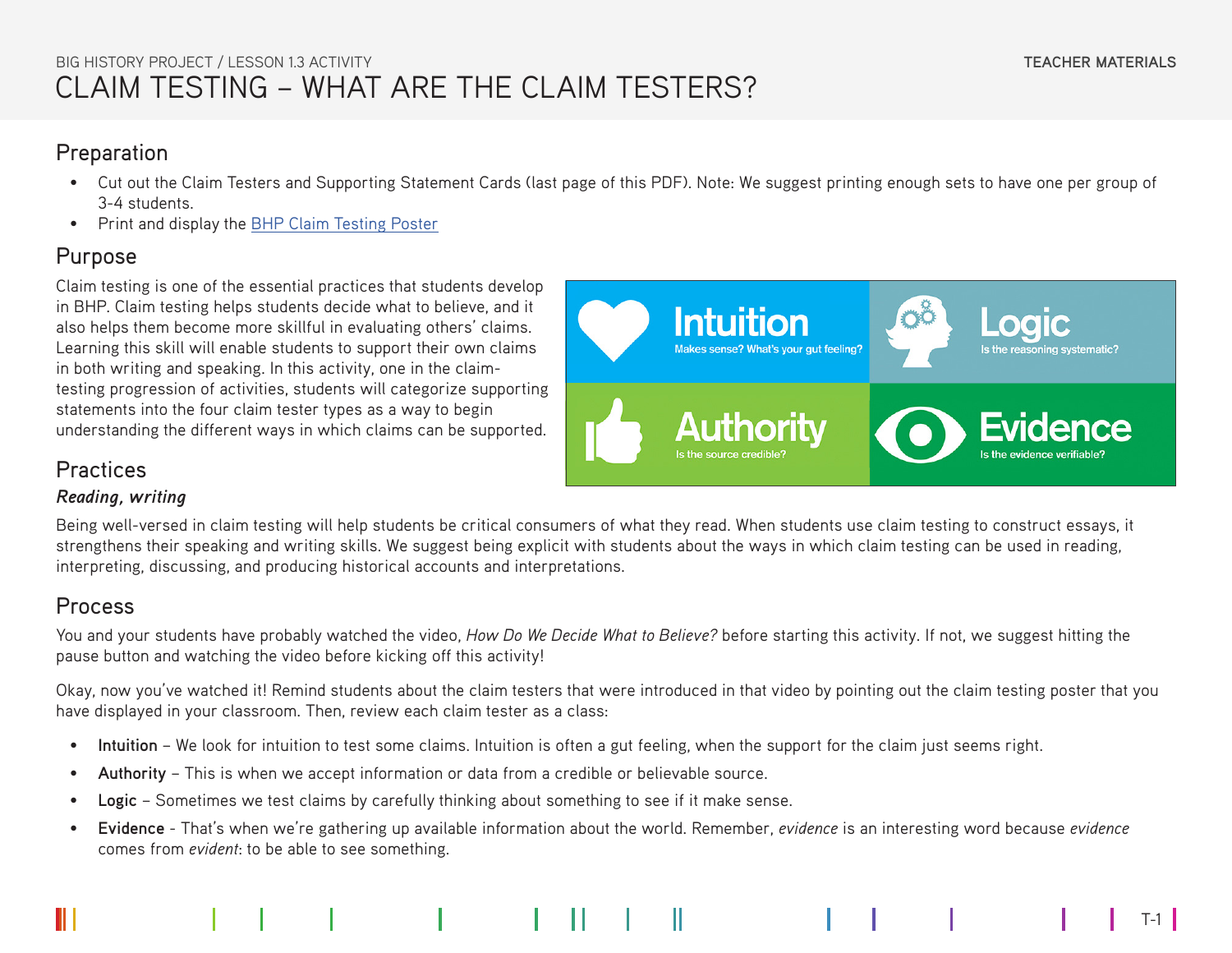BIG HISTORY PROJECT / LESSON 1.3 ACTIVITY

TEACHER MATERIALS

# CLAIM TESTING – WHAT ARE THE CLAIM TESTERS?

## Preparation

- Cut out the Claim Testers and Supporting Statement Cards (last page of this PDF). Note: We suggest printing enough sets to have one per group of 3-4 students.
- Print and display the BHP Claim Testing Poster

## Purpose

Claim testing is one of the essential practices that students develop in BHP. Claim testing helps students decide what to believe, and it also helps them become more skillful in evaluating others' claims. Learning this skill will enable students to support their own claims in both writing and speaking. In this activity, one in the claim-testing progression of activities, students will categorize supporting statements into the four claim tester types as a way to begin understanding the different ways in which claims can be supported.

**Intuition** – Makes sense? What's your gut feeling?

**Logic** – Is the reasoning systematic?

**Authority** – Is the source credible?

**Evidence** – Is the evidence verifiable?

## Practices

### *Reading, writing*

Being well-versed in claim testing will help students be critical consumers of what they read. When students use claim testing to construct essays, it strengthens their speaking and writing skills. We suggest being explicit with students about the ways in which claim testing can be used in reading, interpreting, discussing, and producing historical accounts and interpretations.

## Process

You and your students have probably watched the video, *How Do We Decide What to Believe?* before starting this activity. If not, we suggest hitting the pause button and watching the video before kicking off this activity!

Okay, now you've watched it! Remind students about the claim testers that were introduced in that video by pointing out the claim testing poster that you have displayed in your classroom. Then, review each claim tester as a class:

- **Intuition** – We look for intuition to test some claims. Intuition is often a gut feeling, when the support for the claim just seems right.
- **Authority** – This is when we accept information or data from a credible or believable source.
- **Logic** – Sometimes we test claims by carefully thinking about something to see if it make sense.
- **Evidence** - That's when we're gathering up available information about the world. Remember, *evidence* is an interesting word because *evidence* comes from *evident*: to be able to see something.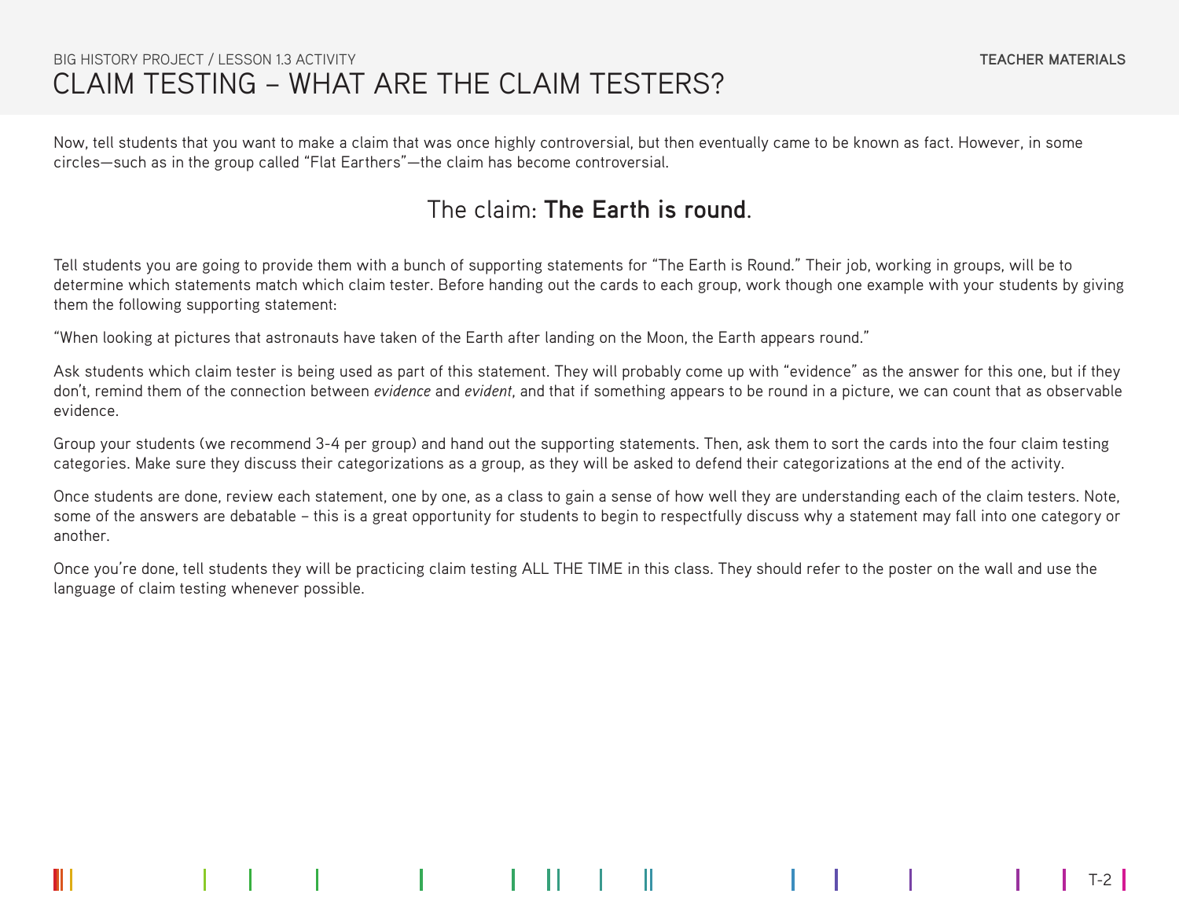Now, tell students that you want to make a claim that was once highly controversial, but then eventually came to be known as fact. However, in some circles—such as in the group called "Flat Earthers"—the claim has become controversial.

## The claim: **The Earth is round**.

Tell students you are going to provide them with a bunch of supporting statements for "The Earth is Round." Their job, working in groups, will be to determine which statements match which claim tester. Before handing out the cards to each group, work though one example with your students by giving them the following supporting statement:

"When looking at pictures that astronauts have taken of the Earth after landing on the Moon, the Earth appears round."

Ask students which claim tester is being used as part of this statement. They will probably come up with "evidence" as the answer for this one, but if they don't, remind them of the connection between *evidence* and *evident*, and that if something appears to be round in a picture, we can count that as observable evidence.

Group your students (we recommend 3-4 per group) and hand out the supporting statements. Then, ask them to sort the cards into the four claim testing categories. Make sure they discuss their categorizations as a group, as they will be asked to defend their categorizations at the end of the activity.

Once students are done, review each statement, one by one, as a class to gain a sense of how well they are understanding each of the claim testers. Note, some of the answers are debatable – this is a great opportunity for students to begin to respectfully discuss why a statement may fall into one category or another.

Once you're done, tell students they will be practicing claim testing ALL THE TIME in this class. They should refer to the poster on the wall and use the language of claim testing whenever possible.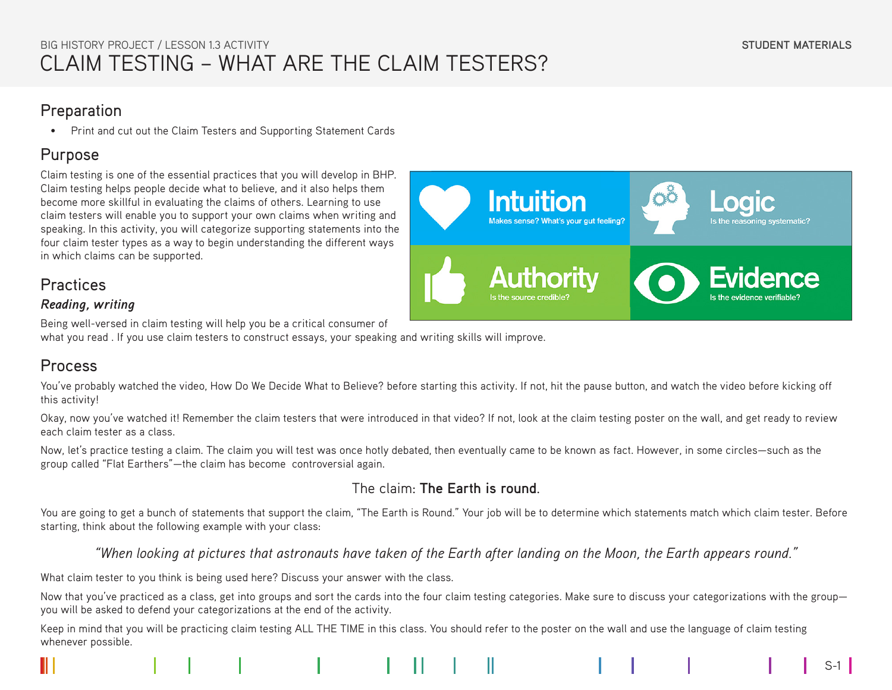BIG HISTORY PROJECT / LESSON 1.3 ACTIVITY

# CLAIM TESTING – WHAT ARE THE CLAIM TESTERS?

STUDENT MATERIALS

## Preparation

- Print and cut out the Claim Testers and Supporting Statement Cards

## Purpose

Claim testing is one of the essential practices that you will develop in BHP. Claim testing helps people decide what to believe, and it also helps them become more skillful in evaluating the claims of others. Learning to use claim testers will enable you to support your own claims when writing and speaking. In this activity, you will categorize supporting statements into the four claim tester types as a way to begin understanding the different ways in which claims can be supported.

**Intuition** – Makes sense? What's your gut feeling?

**Logic** – Is the reasoning systematic?

**Authority** – Is the source credible?

**Evidence** – Is the evidence verifiable?

## Practices

***Reading, writing***

Being well-versed in claim testing will help you be a critical consumer of what you read . If you use claim testers to construct essays, your speaking and writing skills will improve.

## Process

You've probably watched the video, How Do We Decide What to Believe? before starting this activity. If not, hit the pause button, and watch the video before kicking off this activity!

Okay, now you've watched it! Remember the claim testers that were introduced in that video? If not, look at the claim testing poster on the wall, and get ready to review each claim tester as a class.

Now, let's practice testing a claim. The claim you will test was once hotly debated, then eventually came to be known as fact. However, in some circles—such as the group called "Flat Earthers"—the claim has become controversial again.

The claim: **The Earth is round**.

You are going to get a bunch of statements that support the claim, "The Earth is Round." Your job will be to determine which statements match which claim tester. Before starting, think about the following example with your class:

*"When looking at pictures that astronauts have taken of the Earth after landing on the Moon, the Earth appears round."*

What claim tester to you think is being used here? Discuss your answer with the class.

Now that you've practiced as a class, get into groups and sort the cards into the four claim testing categories. Make sure to discuss your categorizations with the group—you will be asked to defend your categorizations at the end of the activity.

Keep in mind that you will be practicing claim testing ALL THE TIME in this class. You should refer to the poster on the wall and use the language of claim testing whenever possible.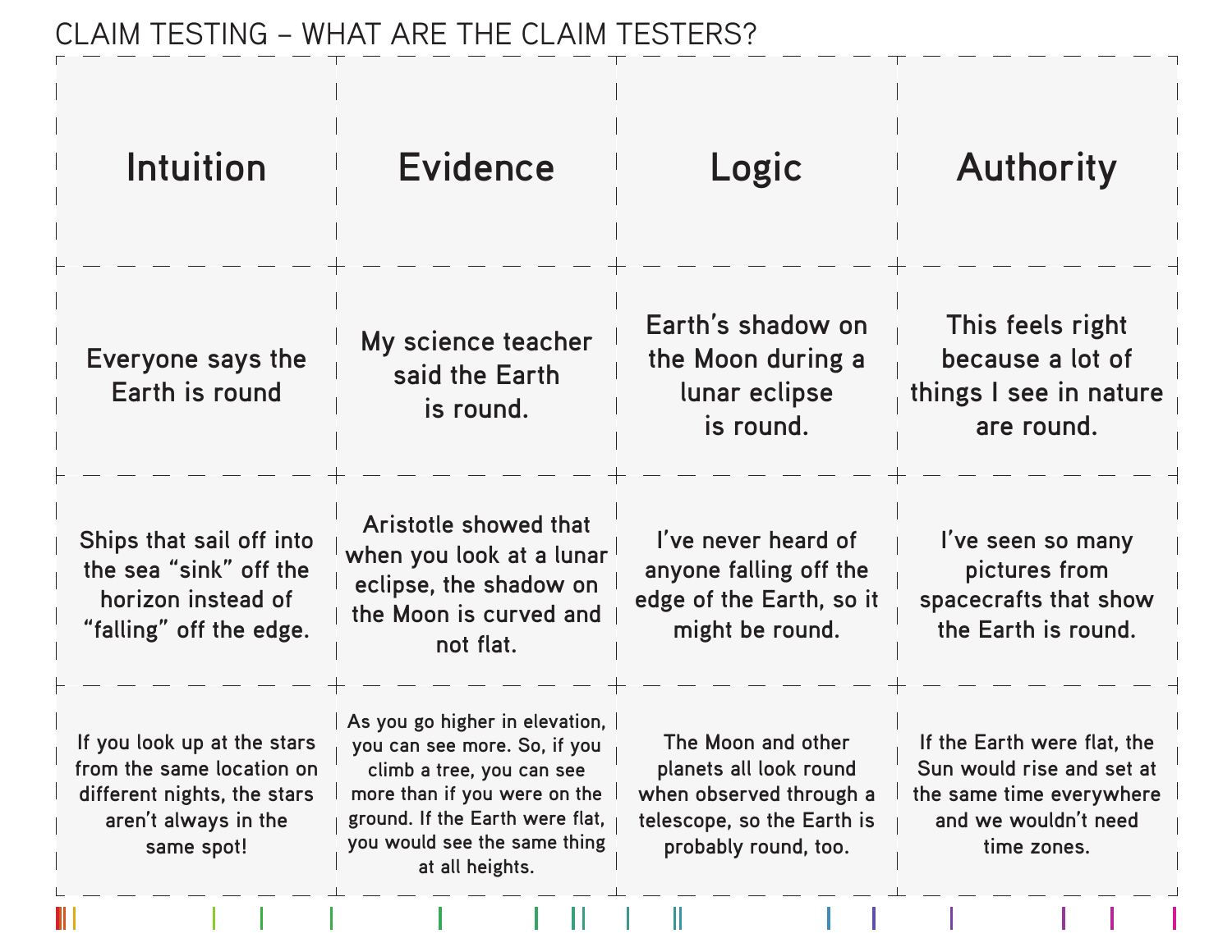CLAIM TESTING – WHAT ARE THE CLAIM TESTERS?

| | | | |
|---|---|---|---|
| **Intuition** | **Evidence** | **Logic** | **Authority** |
| Everyone says the Earth is round | My science teacher said the Earth is round. | Earth's shadow on the Moon during a lunar eclipse is round. | This feels right because a lot of things I see in nature are round. |
| Ships that sail off into the sea "sink" off the horizon instead of "falling" off the edge. | Aristotle showed that when you look at a lunar eclipse, the shadow on the Moon is curved and not flat. | I've never heard of anyone falling off the edge of the Earth, so it might be round. | I've seen so many pictures from spacecrafts that show the Earth is round. |
| If you look up at the stars from the same location on different nights, the stars aren't always in the same spot! | As you go higher in elevation, you can see more. So, if you climb a tree, you can see more than if you were on the ground. If the Earth were flat, you would see the same thing at all heights. | The Moon and other planets all look round when observed through a telescope, so the Earth is probably round, too. | If the Earth were flat, the Sun would rise and set at the same time everywhere and we wouldn't need time zones. |